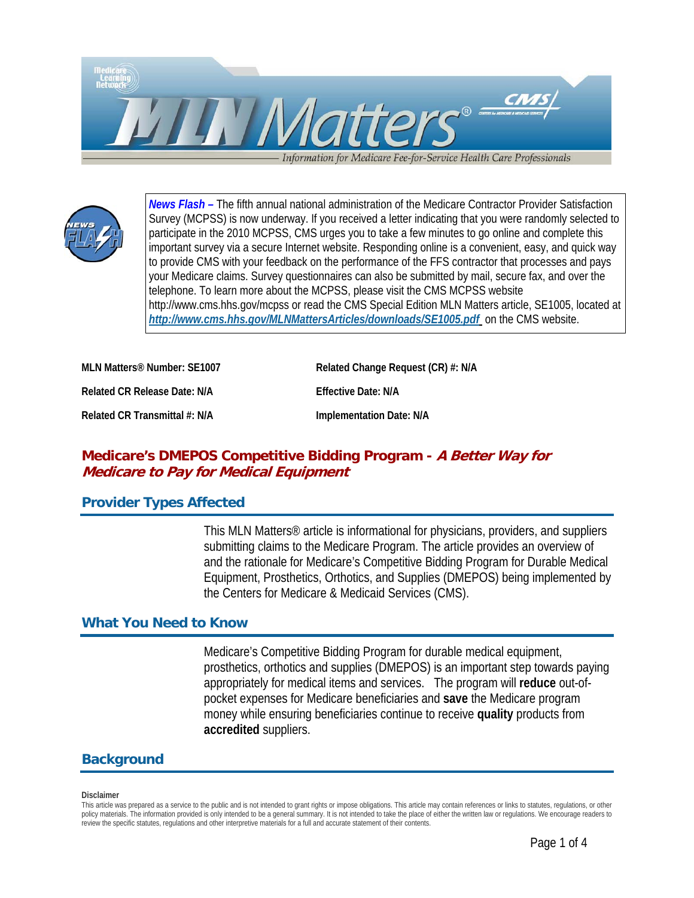***News Flash –*** The fifth annual national administration of the Medicare Contractor Provider Satisfaction Survey (MCPSS) is now underway. If you received a letter indicating that you were randomly selected to participate in the 2010 MCPSS, CMS urges you to take a few minutes to go online and complete this important survey via a secure Internet website. Responding online is a convenient, easy, and quick way to provide CMS with your feedback on the performance of the FFS contractor that processes and pays your Medicare claims. Survey questionnaires can also be submitted by mail, secure fax, and over the telephone. To learn more about the MCPSS, please visit the CMS MCPSS website http://www.cms.hhs.gov/mcpss or read the CMS Special Edition MLN Matters article, SE1005, located at ***http://www.cms.hhs.gov/MLNMattersArticles/downloads/SE1005.pdf*** on the CMS website.

**MLN Matters® Number: SE1007**

**Related Change Request (CR) #: N/A**

**Related CR Release Date: N/A**

**Effective Date: N/A**

**Related CR Transmittal #: N/A**

**Implementation Date: N/A**

# Medicare's DMEPOS Competitive Bidding Program - *A Better Way for Medicare to Pay for Medical Equipment*

## Provider Types Affected

This MLN Matters® article is informational for physicians, providers, and suppliers submitting claims to the Medicare Program. The article provides an overview of and the rationale for Medicare's Competitive Bidding Program for Durable Medical Equipment, Prosthetics, Orthotics, and Supplies (DMEPOS) being implemented by the Centers for Medicare & Medicaid Services (CMS).

## What You Need to Know

Medicare's Competitive Bidding Program for durable medical equipment, prosthetics, orthotics and supplies (DMEPOS) is an important step towards paying appropriately for medical items and services. The program will **reduce** out-of-pocket expenses for Medicare beneficiaries and **save** the Medicare program money while ensuring beneficiaries continue to receive **quality** products from **accredited** suppliers.

## Background

**Disclaimer**

This article was prepared as a service to the public and is not intended to grant rights or impose obligations. This article may contain references or links to statutes, regulations, or other policy materials. The information provided is only intended to be a general summary. It is not intended to take the place of either the written law or regulations. We encourage readers to review the specific statutes, regulations and other interpretive materials for a full and accurate statement of their contents.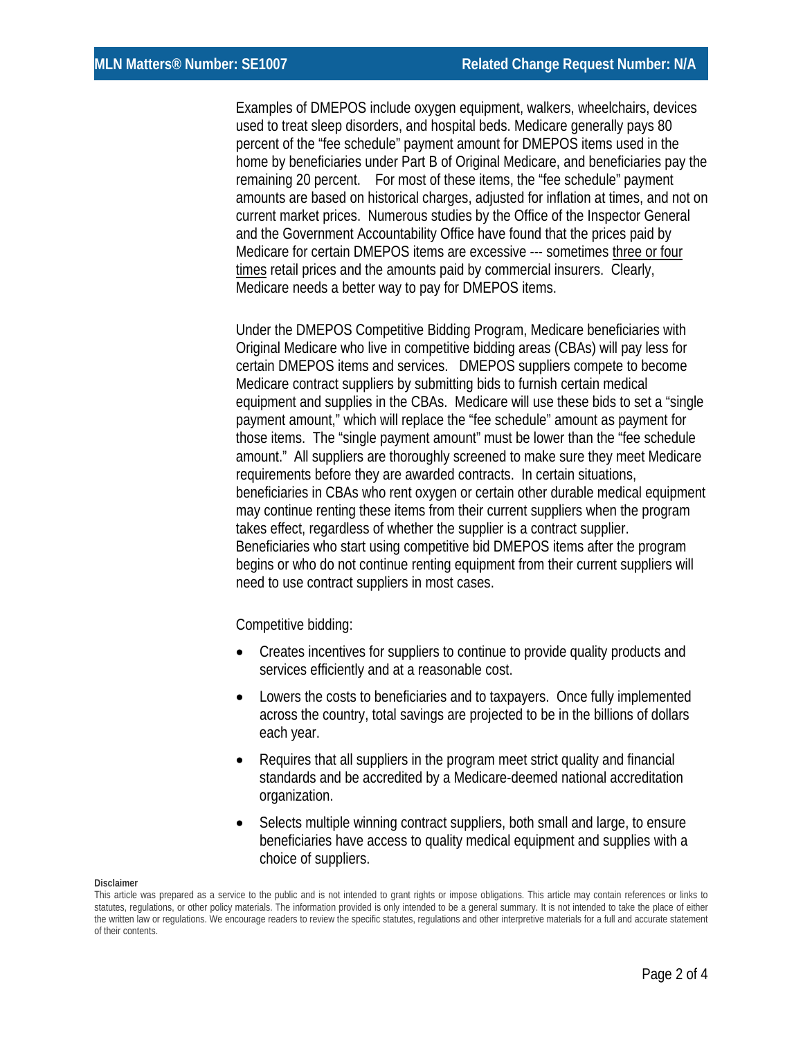Examples of DMEPOS include oxygen equipment, walkers, wheelchairs, devices used to treat sleep disorders, and hospital beds. Medicare generally pays 80 percent of the "fee schedule" payment amount for DMEPOS items used in the home by beneficiaries under Part B of Original Medicare, and beneficiaries pay the remaining 20 percent. For most of these items, the "fee schedule" payment amounts are based on historical charges, adjusted for inflation at times, and not on current market prices. Numerous studies by the Office of the Inspector General and the Government Accountability Office have found that the prices paid by Medicare for certain DMEPOS items are excessive --- sometimes three or four times retail prices and the amounts paid by commercial insurers. Clearly, Medicare needs a better way to pay for DMEPOS items.

Under the DMEPOS Competitive Bidding Program, Medicare beneficiaries with Original Medicare who live in competitive bidding areas (CBAs) will pay less for certain DMEPOS items and services. DMEPOS suppliers compete to become Medicare contract suppliers by submitting bids to furnish certain medical equipment and supplies in the CBAs. Medicare will use these bids to set a "single payment amount," which will replace the "fee schedule" amount as payment for those items. The "single payment amount" must be lower than the "fee schedule amount." All suppliers are thoroughly screened to make sure they meet Medicare requirements before they are awarded contracts. In certain situations, beneficiaries in CBAs who rent oxygen or certain other durable medical equipment may continue renting these items from their current suppliers when the program takes effect, regardless of whether the supplier is a contract supplier. Beneficiaries who start using competitive bid DMEPOS items after the program begins or who do not continue renting equipment from their current suppliers will need to use contract suppliers in most cases.

Competitive bidding:

- Creates incentives for suppliers to continue to provide quality products and services efficiently and at a reasonable cost.
- Lowers the costs to beneficiaries and to taxpayers. Once fully implemented across the country, total savings are projected to be in the billions of dollars each year.
- Requires that all suppliers in the program meet strict quality and financial standards and be accredited by a Medicare-deemed national accreditation organization.
- Selects multiple winning contract suppliers, both small and large, to ensure beneficiaries have access to quality medical equipment and supplies with a choice of suppliers.

**Disclaimer**

This article was prepared as a service to the public and is not intended to grant rights or impose obligations. This article may contain references or links to statutes, regulations, or other policy materials. The information provided is only intended to be a general summary. It is not intended to take the place of either the written law or regulations. We encourage readers to review the specific statutes, regulations and other interpretive materials for a full and accurate statement of their contents.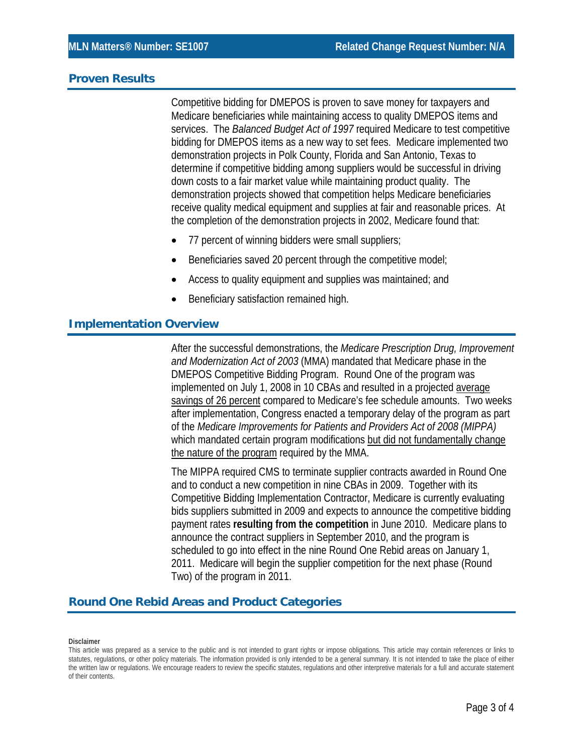## Proven Results

Competitive bidding for DMEPOS is proven to save money for taxpayers and Medicare beneficiaries while maintaining access to quality DMEPOS items and services. The *Balanced Budget Act of 1997* required Medicare to test competitive bidding for DMEPOS items as a new way to set fees. Medicare implemented two demonstration projects in Polk County, Florida and San Antonio, Texas to determine if competitive bidding among suppliers would be successful in driving down costs to a fair market value while maintaining product quality. The demonstration projects showed that competition helps Medicare beneficiaries receive quality medical equipment and supplies at fair and reasonable prices. At the completion of the demonstration projects in 2002, Medicare found that:

- 77 percent of winning bidders were small suppliers;
- Beneficiaries saved 20 percent through the competitive model;
- Access to quality equipment and supplies was maintained; and
- Beneficiary satisfaction remained high.

## Implementation Overview

After the successful demonstrations, the *Medicare Prescription Drug, Improvement and Modernization Act of 2003* (MMA) mandated that Medicare phase in the DMEPOS Competitive Bidding Program. Round One of the program was implemented on July 1, 2008 in 10 CBAs and resulted in a projected average savings of 26 percent compared to Medicare's fee schedule amounts. Two weeks after implementation, Congress enacted a temporary delay of the program as part of the *Medicare Improvements for Patients and Providers Act of 2008 (MIPPA)* which mandated certain program modifications but did not fundamentally change the nature of the program required by the MMA.

The MIPPA required CMS to terminate supplier contracts awarded in Round One and to conduct a new competition in nine CBAs in 2009. Together with its Competitive Bidding Implementation Contractor, Medicare is currently evaluating bids suppliers submitted in 2009 and expects to announce the competitive bidding payment rates **resulting from the competition** in June 2010. Medicare plans to announce the contract suppliers in September 2010, and the program is scheduled to go into effect in the nine Round One Rebid areas on January 1, 2011. Medicare will begin the supplier competition for the next phase (Round Two) of the program in 2011.

## Round One Rebid Areas and Product Categories

**Disclaimer**

This article was prepared as a service to the public and is not intended to grant rights or impose obligations. This article may contain references or links to statutes, regulations, or other policy materials. The information provided is only intended to be a general summary. It is not intended to take the place of either the written law or regulations. We encourage readers to review the specific statutes, regulations and other interpretive materials for a full and accurate statement of their contents.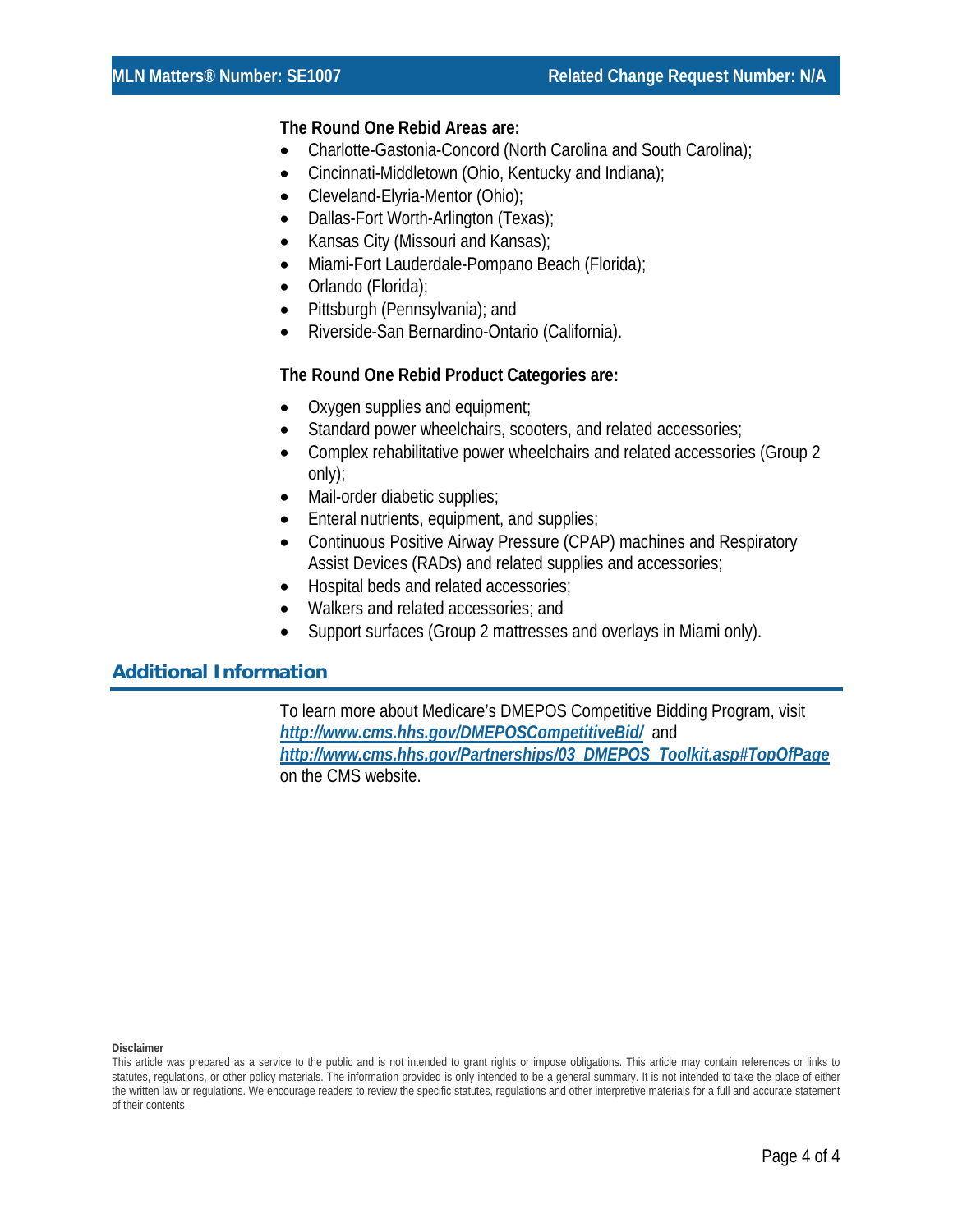**The Round One Rebid Areas are:**

- Charlotte-Gastonia-Concord (North Carolina and South Carolina);
- Cincinnati-Middletown (Ohio, Kentucky and Indiana);
- Cleveland-Elyria-Mentor (Ohio);
- Dallas-Fort Worth-Arlington (Texas);
- Kansas City (Missouri and Kansas);
- Miami-Fort Lauderdale-Pompano Beach (Florida);
- Orlando (Florida);
- Pittsburgh (Pennsylvania); and
- Riverside-San Bernardino-Ontario (California).

**The Round One Rebid Product Categories are:**

- Oxygen supplies and equipment;
- Standard power wheelchairs, scooters, and related accessories;
- Complex rehabilitative power wheelchairs and related accessories (Group 2 only);
- Mail-order diabetic supplies;
- Enteral nutrients, equipment, and supplies;
- Continuous Positive Airway Pressure (CPAP) machines and Respiratory Assist Devices (RADs) and related supplies and accessories;
- Hospital beds and related accessories;
- Walkers and related accessories; and
- Support surfaces (Group 2 mattresses and overlays in Miami only).

## Additional Information

To learn more about Medicare's DMEPOS Competitive Bidding Program, visit *http://www.cms.hhs.gov/DMEPOSCompetitiveBid/* and *http://www.cms.hhs.gov/Partnerships/03_DMEPOS_Toolkit.asp#TopOfPage* on the CMS website.

**Disclaimer**

This article was prepared as a service to the public and is not intended to grant rights or impose obligations. This article may contain references or links to statutes, regulations, or other policy materials. The information provided is only intended to be a general summary. It is not intended to take the place of either the written law or regulations. We encourage readers to review the specific statutes, regulations and other interpretive materials for a full and accurate statement of their contents.